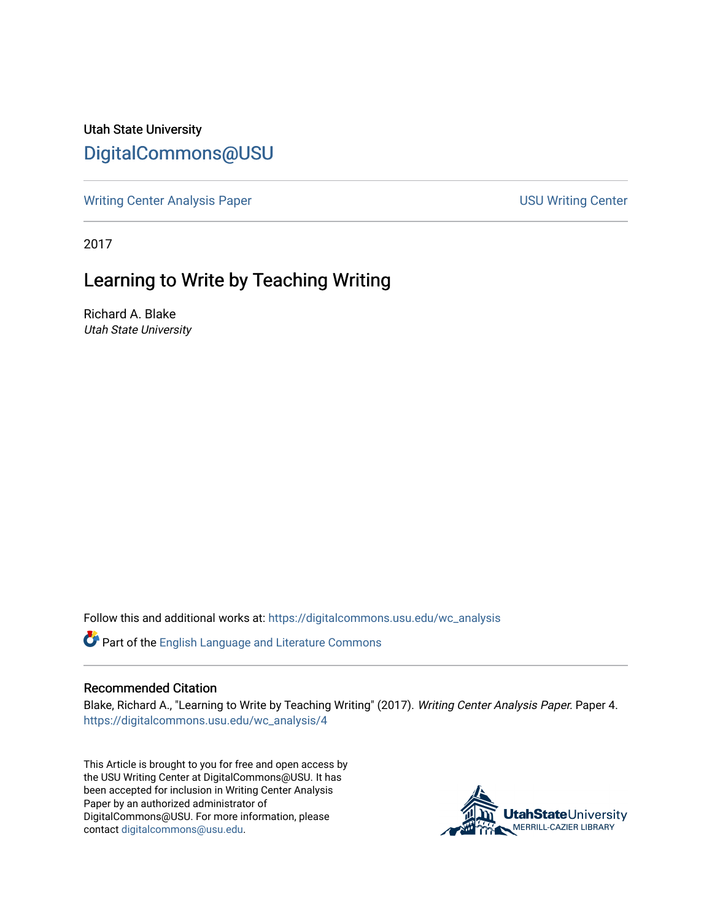Utah State University

DigitalCommons@USU

Writing Center Analysis Paper | USU Writing Center

2017

# Learning to Write by Teaching Writing

Richard A. Blake

*Utah State University*

Follow this and additional works at: https://digitalcommons.usu.edu/wc_analysis

Part of the English Language and Literature Commons

## Recommended Citation

Blake, Richard A., "Learning to Write by Teaching Writing" (2017). *Writing Center Analysis Paper*. Paper 4. https://digitalcommons.usu.edu/wc_analysis/4

This Article is brought to you for free and open access by the USU Writing Center at DigitalCommons@USU. It has been accepted for inclusion in Writing Center Analysis Paper by an authorized administrator of DigitalCommons@USU. For more information, please contact digitalcommons@usu.edu.

UtahStateUniversity MERRILL-CAZIER LIBRARY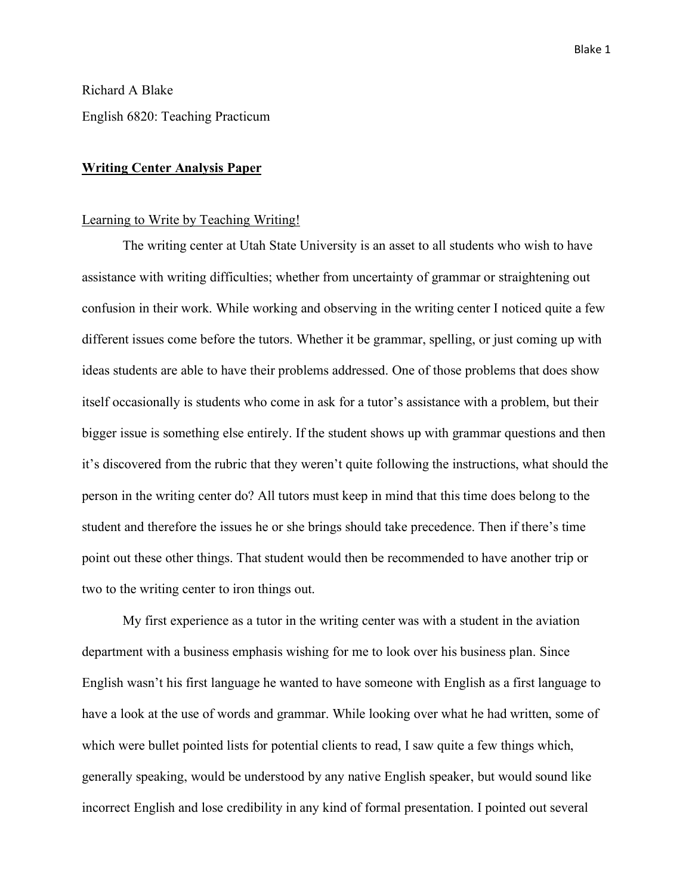Richard A Blake

English 6820: Teaching Practicum

## **Writing Center Analysis Paper**

### Learning to Write by Teaching Writing!

The writing center at Utah State University is an asset to all students who wish to have assistance with writing difficulties; whether from uncertainty of grammar or straightening out confusion in their work. While working and observing in the writing center I noticed quite a few different issues come before the tutors. Whether it be grammar, spelling, or just coming up with ideas students are able to have their problems addressed. One of those problems that does show itself occasionally is students who come in ask for a tutor's assistance with a problem, but their bigger issue is something else entirely. If the student shows up with grammar questions and then it's discovered from the rubric that they weren't quite following the instructions, what should the person in the writing center do? All tutors must keep in mind that this time does belong to the student and therefore the issues he or she brings should take precedence. Then if there's time point out these other things. That student would then be recommended to have another trip or two to the writing center to iron things out.

My first experience as a tutor in the writing center was with a student in the aviation department with a business emphasis wishing for me to look over his business plan. Since English wasn't his first language he wanted to have someone with English as a first language to have a look at the use of words and grammar. While looking over what he had written, some of which were bullet pointed lists for potential clients to read, I saw quite a few things which, generally speaking, would be understood by any native English speaker, but would sound like incorrect English and lose credibility in any kind of formal presentation. I pointed out several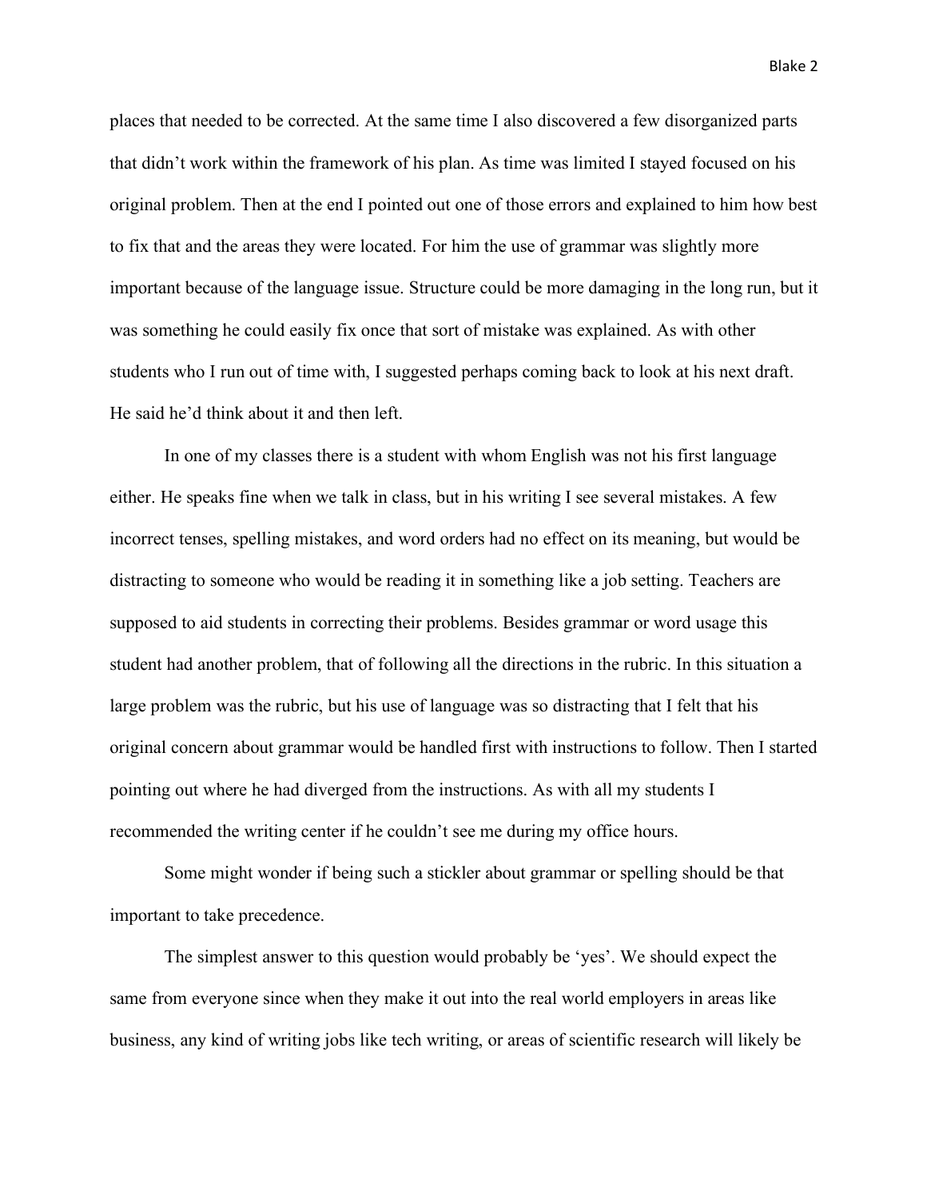places that needed to be corrected. At the same time I also discovered a few disorganized parts that didn't work within the framework of his plan. As time was limited I stayed focused on his original problem. Then at the end I pointed out one of those errors and explained to him how best to fix that and the areas they were located. For him the use of grammar was slightly more important because of the language issue. Structure could be more damaging in the long run, but it was something he could easily fix once that sort of mistake was explained. As with other students who I run out of time with, I suggested perhaps coming back to look at his next draft. He said he'd think about it and then left.

In one of my classes there is a student with whom English was not his first language either. He speaks fine when we talk in class, but in his writing I see several mistakes. A few incorrect tenses, spelling mistakes, and word orders had no effect on its meaning, but would be distracting to someone who would be reading it in something like a job setting. Teachers are supposed to aid students in correcting their problems. Besides grammar or word usage this student had another problem, that of following all the directions in the rubric. In this situation a large problem was the rubric, but his use of language was so distracting that I felt that his original concern about grammar would be handled first with instructions to follow. Then I started pointing out where he had diverged from the instructions. As with all my students I recommended the writing center if he couldn't see me during my office hours.

Some might wonder if being such a stickler about grammar or spelling should be that important to take precedence.

The simplest answer to this question would probably be 'yes'. We should expect the same from everyone since when they make it out into the real world employers in areas like business, any kind of writing jobs like tech writing, or areas of scientific research will likely be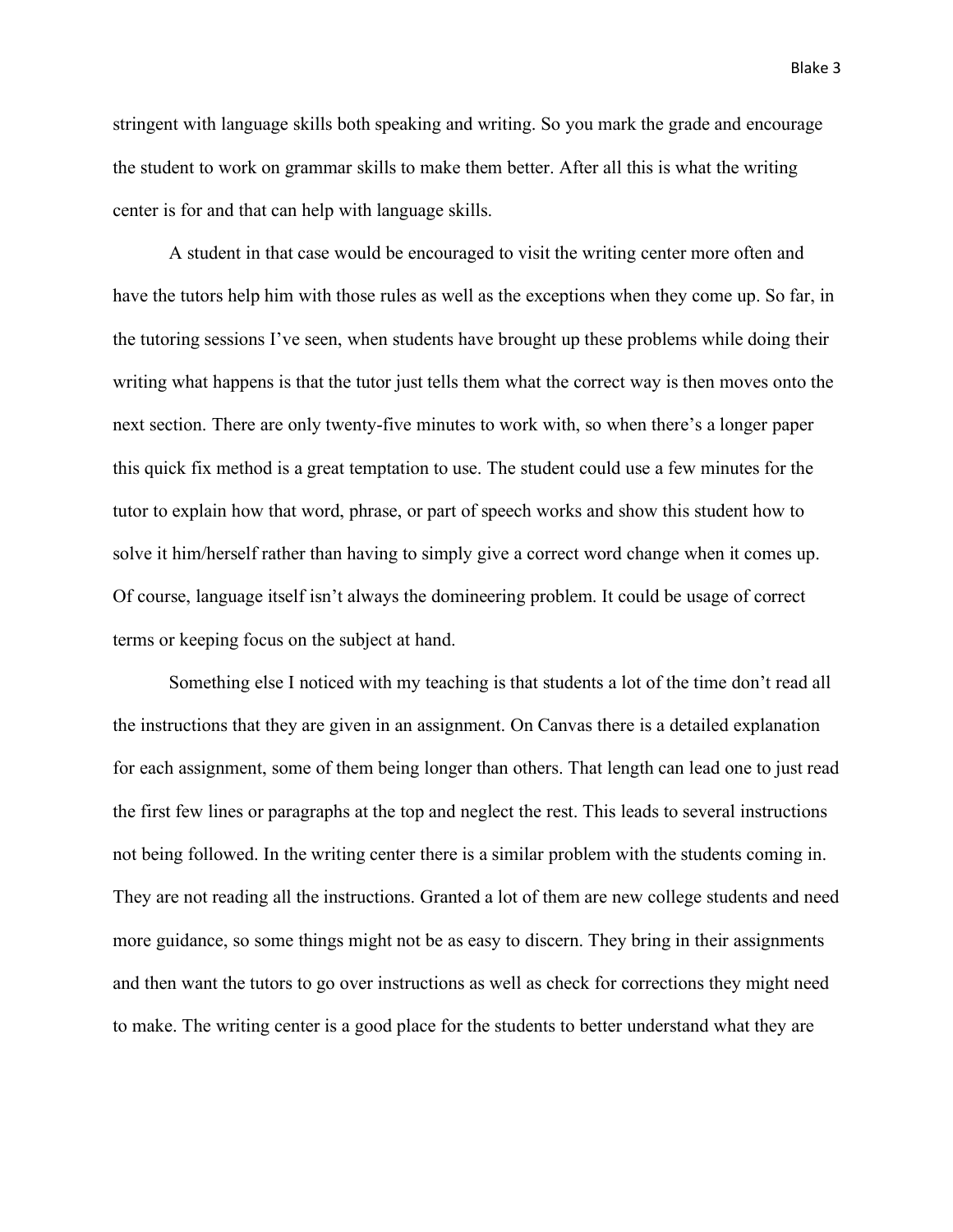stringent with language skills both speaking and writing. So you mark the grade and encourage the student to work on grammar skills to make them better. After all this is what the writing center is for and that can help with language skills.

A student in that case would be encouraged to visit the writing center more often and have the tutors help him with those rules as well as the exceptions when they come up. So far, in the tutoring sessions I've seen, when students have brought up these problems while doing their writing what happens is that the tutor just tells them what the correct way is then moves onto the next section. There are only twenty-five minutes to work with, so when there's a longer paper this quick fix method is a great temptation to use. The student could use a few minutes for the tutor to explain how that word, phrase, or part of speech works and show this student how to solve it him/herself rather than having to simply give a correct word change when it comes up. Of course, language itself isn't always the domineering problem. It could be usage of correct terms or keeping focus on the subject at hand.

Something else I noticed with my teaching is that students a lot of the time don't read all the instructions that they are given in an assignment. On Canvas there is a detailed explanation for each assignment, some of them being longer than others. That length can lead one to just read the first few lines or paragraphs at the top and neglect the rest. This leads to several instructions not being followed. In the writing center there is a similar problem with the students coming in. They are not reading all the instructions. Granted a lot of them are new college students and need more guidance, so some things might not be as easy to discern. They bring in their assignments and then want the tutors to go over instructions as well as check for corrections they might need to make. The writing center is a good place for the students to better understand what they are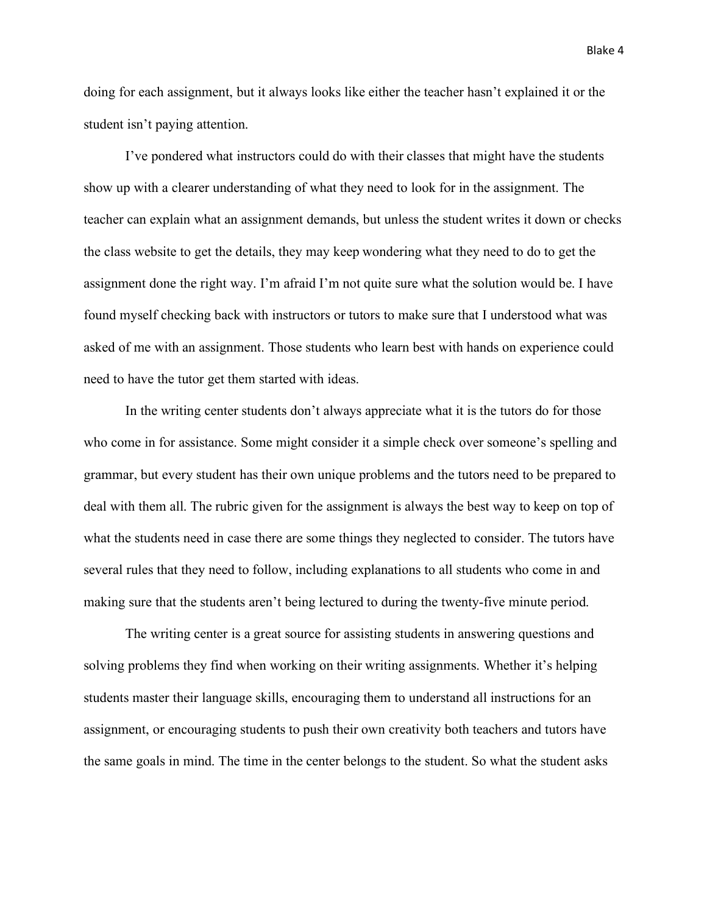doing for each assignment, but it always looks like either the teacher hasn't explained it or the student isn't paying attention.

I've pondered what instructors could do with their classes that might have the students show up with a clearer understanding of what they need to look for in the assignment. The teacher can explain what an assignment demands, but unless the student writes it down or checks the class website to get the details, they may keep wondering what they need to do to get the assignment done the right way. I'm afraid I'm not quite sure what the solution would be. I have found myself checking back with instructors or tutors to make sure that I understood what was asked of me with an assignment. Those students who learn best with hands on experience could need to have the tutor get them started with ideas.

In the writing center students don't always appreciate what it is the tutors do for those who come in for assistance. Some might consider it a simple check over someone's spelling and grammar, but every student has their own unique problems and the tutors need to be prepared to deal with them all. The rubric given for the assignment is always the best way to keep on top of what the students need in case there are some things they neglected to consider. The tutors have several rules that they need to follow, including explanations to all students who come in and making sure that the students aren't being lectured to during the twenty-five minute period.

The writing center is a great source for assisting students in answering questions and solving problems they find when working on their writing assignments. Whether it's helping students master their language skills, encouraging them to understand all instructions for an assignment, or encouraging students to push their own creativity both teachers and tutors have the same goals in mind. The time in the center belongs to the student. So what the student asks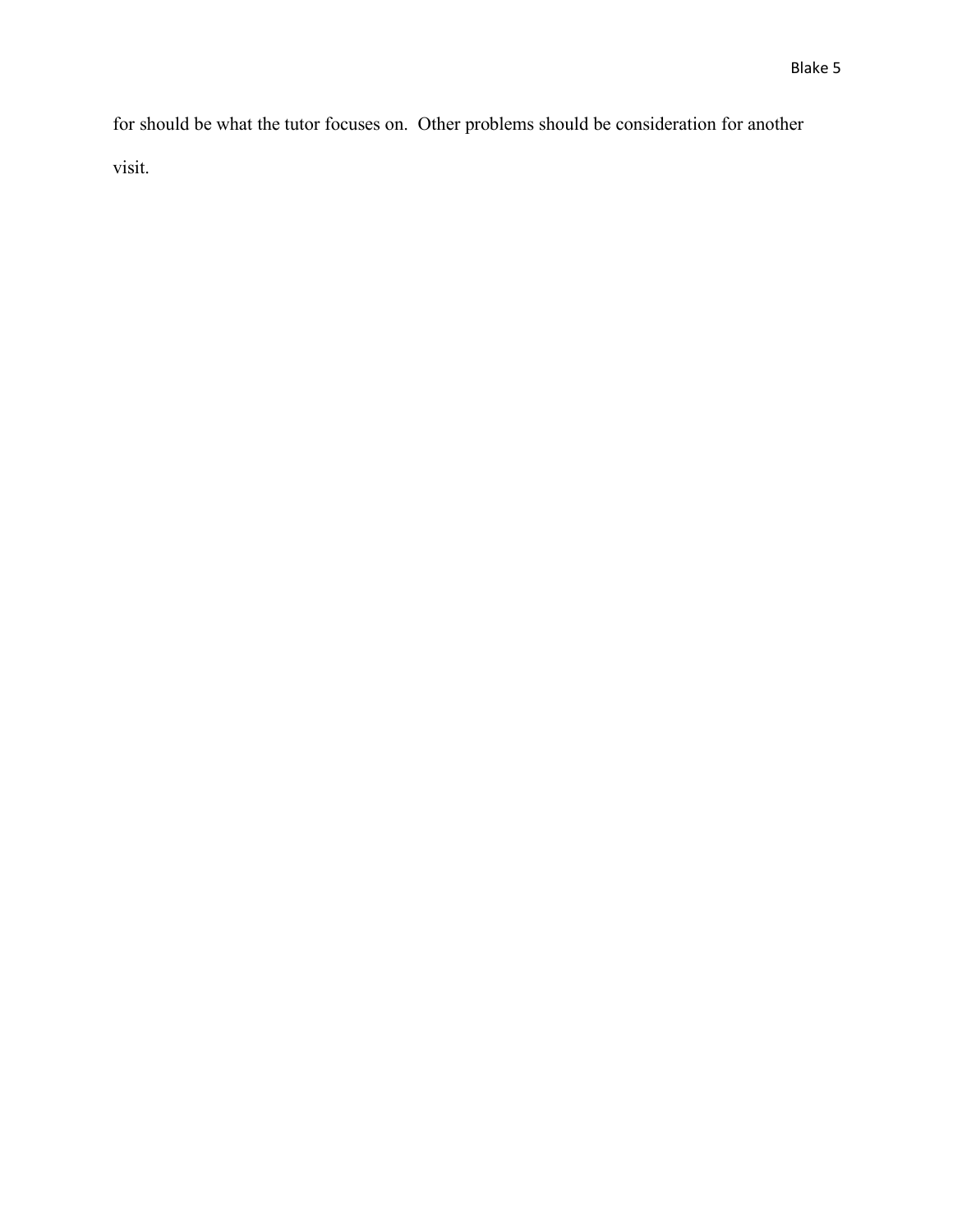for should be what the tutor focuses on. Other problems should be consideration for another visit.